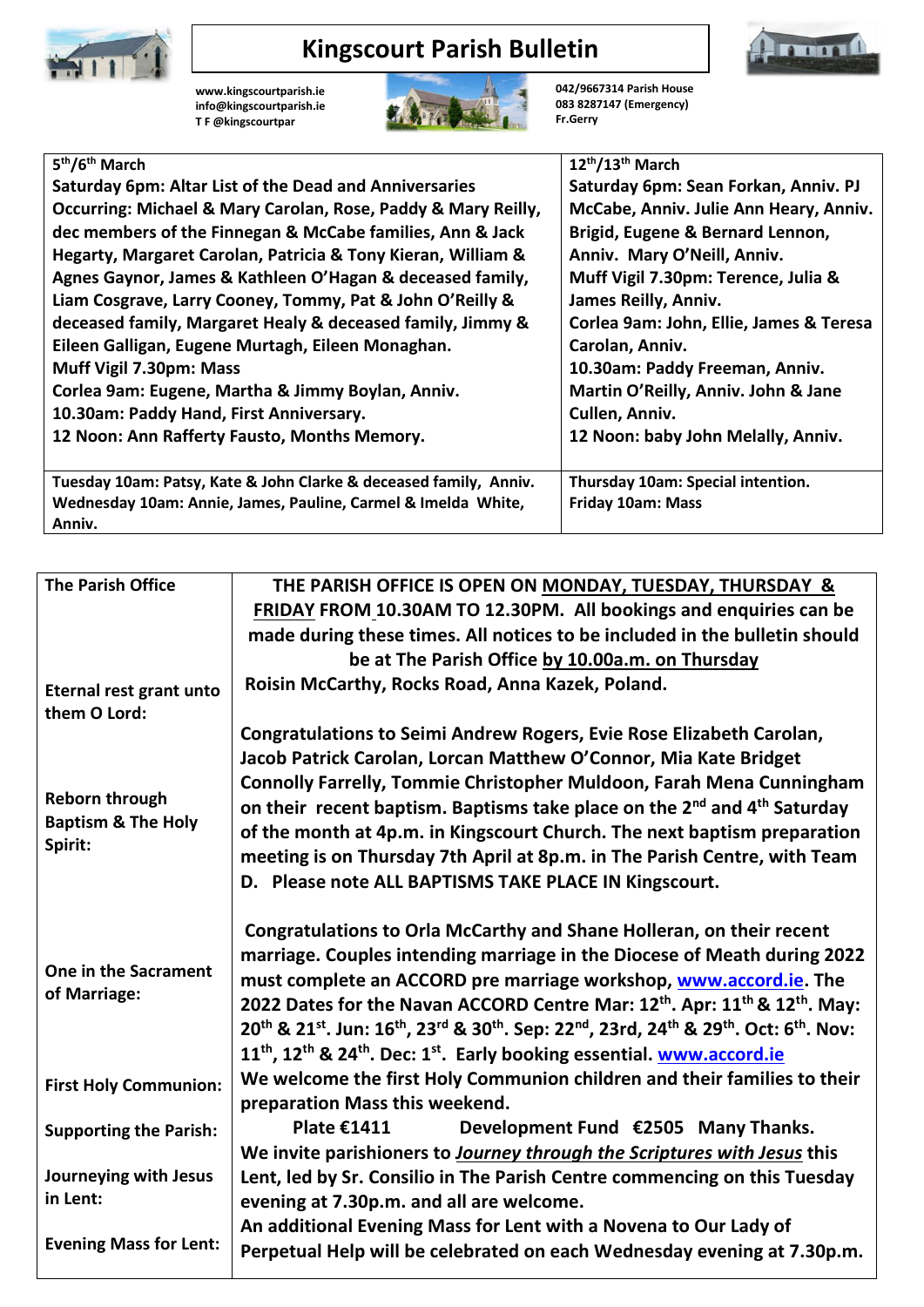# Kingscourt Parish Bulletin

www.kingscourtparish.ie
info@kingscourtparish.ie
T F @kingscourtpar

042/9667314 Parish House
083 8287147 (Emergency)
Fr.Gerry

| 5th/6th March | 12th/13th March |
|---|---|
| Saturday 6pm: Altar List of the Dead and Anniversaries Occurring: Michael & Mary Carolan, Rose, Paddy & Mary Reilly, dec members of the Finnegan & McCabe families, Ann & Jack Hegarty, Margaret Carolan, Patricia & Tony Kieran, William & Agnes Gaynor, James & Kathleen O'Hagan & deceased family, Liam Cosgrave, Larry Cooney, Tommy, Pat & John O'Reilly & deceased family, Margaret Healy & deceased family, Jimmy & Eileen Galligan, Eugene Murtagh, Eileen Monaghan.<br>Muff Vigil 7.30pm: Mass<br>Corlea 9am: Eugene, Martha & Jimmy Boylan, Anniv.<br>10.30am: Paddy Hand, First Anniversary.<br>12 Noon: Ann Rafferty Fausto, Months Memory. | Saturday 6pm: Sean Forkan, Anniv. PJ McCabe, Anniv. Julie Ann Heary, Anniv. Brigid, Eugene & Bernard Lennon, Anniv. Mary O'Neill, Anniv.<br>Muff Vigil 7.30pm: Terence, Julia & James Reilly, Anniv.<br>Corlea 9am: John, Ellie, James & Teresa Carolan, Anniv.<br>10.30am: Paddy Freeman, Anniv. Martin O'Reilly, Anniv. John & Jane Cullen, Anniv.<br>12 Noon: baby John Melally, Anniv. |
| Tuesday 10am: Patsy, Kate & John Clarke & deceased family, Anniv.<br>Wednesday 10am: Annie, James, Pauline, Carmel & Imelda White, Anniv. | Thursday 10am: Special intention.<br>Friday 10am: Mass |

| | |
|---|---|
| **The Parish Office** | **THE PARISH OFFICE IS OPEN ON MONDAY, TUESDAY, THURSDAY & FRIDAY FROM 10.30AM TO 12.30PM. All bookings and enquiries can be made during these times. All notices to be included in the bulletin should be at The Parish Office by 10.00a.m. on Thursday** |
| **Eternal rest grant unto them O Lord:** | Roisin McCarthy, Rocks Road, Anna Kazek, Poland. |
| **Reborn through Baptism & The Holy Spirit:** | Congratulations to Seimi Andrew Rogers, Evie Rose Elizabeth Carolan, Jacob Patrick Carolan, Lorcan Matthew O'Connor, Mia Kate Bridget Connolly Farrelly, Tommie Christopher Muldoon, Farah Mena Cunningham on their recent baptism. Baptisms take place on the 2nd and 4th Saturday of the month at 4p.m. in Kingscourt Church. The next baptism preparation meeting is on Thursday 7th April at 8p.m. in The Parish Centre, with Team D. Please note ALL BAPTISMS TAKE PLACE IN Kingscourt. |
| **One in the Sacrament of Marriage:** | Congratulations to Orla McCarthy and Shane Holleran, on their recent marriage. Couples intending marriage in the Diocese of Meath during 2022 must complete an ACCORD pre marriage workshop, www.accord.ie. The 2022 Dates for the Navan ACCORD Centre Mar: 12th. Apr: 11th & 12th. May: 20th & 21st. Jun: 16th, 23rd & 30th. Sep: 22nd, 23rd, 24th & 29th. Oct: 6th. Nov: 11th, 12th & 24th. Dec: 1st. Early booking essential. www.accord.ie |
| **First Holy Communion:** | We welcome the first Holy Communion children and their families to their preparation Mass this weekend. |
| **Supporting the Parish:** | Plate €1411 Development Fund €2505 Many Thanks. |
| **Journeying with Jesus in Lent:** | We invite parishioners to *Journey through the Scriptures with Jesus* this Lent, led by Sr. Consilio in The Parish Centre commencing on this Tuesday evening at 7.30p.m. and all are welcome. |
| **Evening Mass for Lent:** | An additional Evening Mass for Lent with a Novena to Our Lady of Perpetual Help will be celebrated on each Wednesday evening at 7.30p.m. |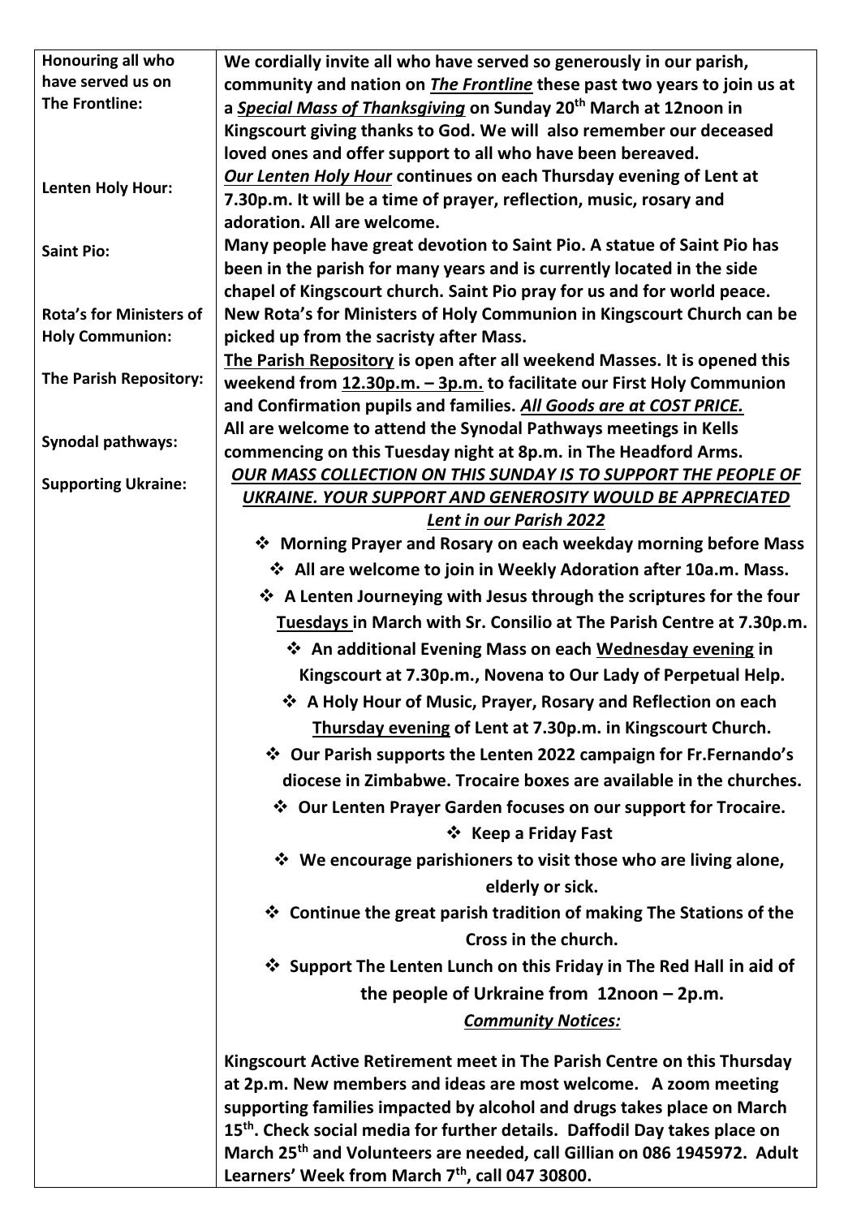| | |
|---|---|
| **Honouring all who have served us on The Frontline:** | **We cordially invite all who have served so generously in our parish, community and nation on _*The Frontline*_ these past two years to join us at a _*Special Mass of Thanksgiving*_ on Sunday 20th March at 12noon in Kingscourt giving thanks to God. We will also remember our deceased loved ones and offer support to all who have been bereaved.** |
| **Lenten Holy Hour:** | ***Our Lenten Holy Hour* continues on each Thursday evening of Lent at 7.30p.m. It will be a time of prayer, reflection, music, rosary and adoration. All are welcome.** |
| **Saint Pio:** | **Many people have great devotion to Saint Pio. A statue of Saint Pio has been in the parish for many years and is currently located in the side chapel of Kingscourt church. Saint Pio pray for us and for world peace.** |
| **Rota's for Ministers of Holy Communion:** | **New Rota's for Ministers of Holy Communion in Kingscourt Church can be picked up from the sacristy after Mass.** |
| **The Parish Repository:** | **The Parish Repository is open after all weekend Masses. It is opened this weekend from 12.30p.m. – 3p.m. to facilitate our First Holy Communion and Confirmation pupils and families. *All Goods are at COST PRICE.*** |
| **Synodal pathways:** | **All are welcome to attend the Synodal Pathways meetings in Kells commencing on this Tuesday night at 8p.m. in The Headford Arms.** |
| **Supporting Ukraine:** | ***OUR MASS COLLECTION ON THIS SUNDAY IS TO SUPPORT THE PEOPLE OF UKRAINE. YOUR SUPPORT AND GENEROSITY WOULD BE APPRECIATED*** |

***Lent in our Parish 2022***

- **Morning Prayer and Rosary on each weekday morning before Mass**
- **All are welcome to join in Weekly Adoration after 10a.m. Mass.**
- **A Lenten Journeying with Jesus through the scriptures for the four Tuesdays in March with Sr. Consilio at The Parish Centre at 7.30p.m.**
- **An additional Evening Mass on each Wednesday evening in Kingscourt at 7.30p.m., Novena to Our Lady of Perpetual Help.**
- **A Holy Hour of Music, Prayer, Rosary and Reflection on each Thursday evening of Lent at 7.30p.m. in Kingscourt Church.**
- **Our Parish supports the Lenten 2022 campaign for Fr.Fernando's diocese in Zimbabwe. Trocaire boxes are available in the churches.**
- **Our Lenten Prayer Garden focuses on our support for Trocaire.**
- **Keep a Friday Fast**
- **We encourage parishioners to visit those who are living alone, elderly or sick.**
- **Continue the great parish tradition of making The Stations of the Cross in the church.**
- **Support The Lenten Lunch on this Friday in The Red Hall in aid of the people of Urkraine from 12noon – 2p.m.**

***Community Notices:***

**Kingscourt Active Retirement meet in The Parish Centre on this Thursday at 2p.m. New members and ideas are most welcome. A zoom meeting supporting families impacted by alcohol and drugs takes place on March 15th. Check social media for further details. Daffodil Day takes place on March 25th and Volunteers are needed, call Gillian on 086 1945972. Adult Learners' Week from March 7th, call 047 30800.**